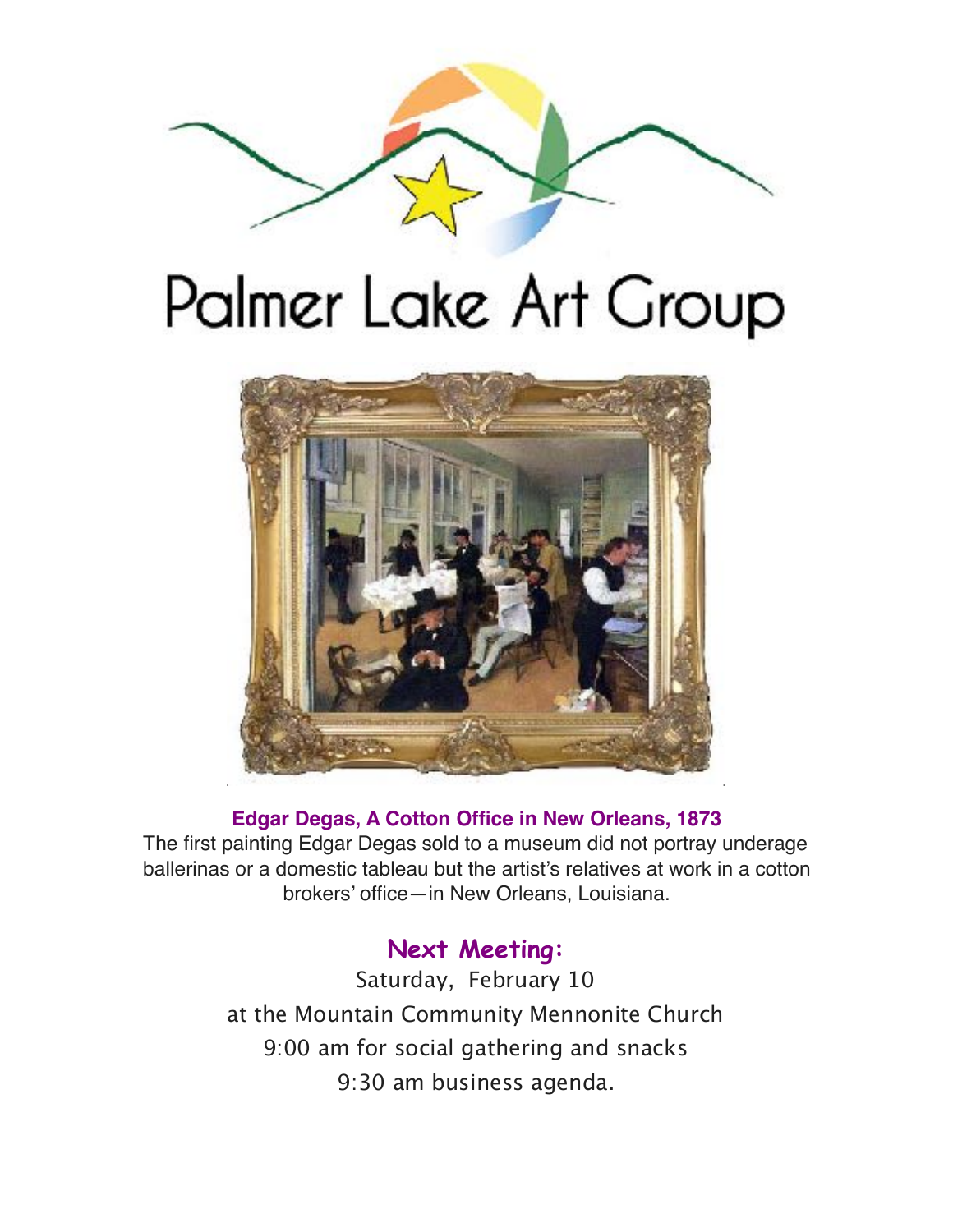# Palmer Lake Art Group

**Edgar Degas, A Cotton Office in New Orleans, 1873**

The first painting Edgar Degas sold to a museum did not portray underage ballerinas or a domestic tableau but the artist's relatives at work in a cotton brokers' office—in New Orleans, Louisiana.

## Next Meeting:

Saturday, February 10

at the Mountain Community Mennonite Church

9:00 am for social gathering and snacks

9:30 am business agenda.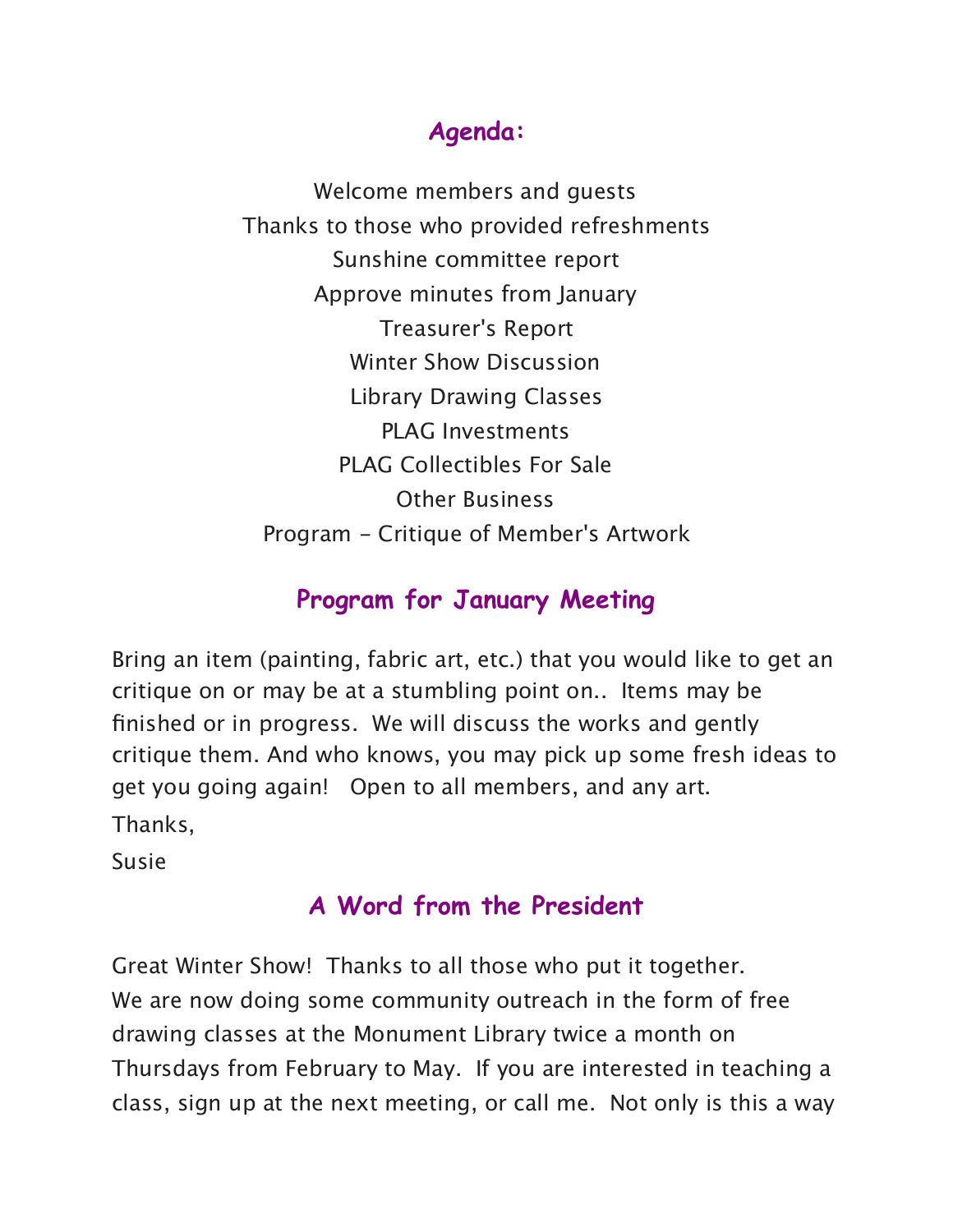## Agenda:

Welcome members and guests
Thanks to those who provided refreshments
Sunshine committee report
Approve minutes from January
Treasurer's Report
Winter Show Discussion
Library Drawing Classes
PLAG Investments
PLAG Collectibles For Sale
Other Business
Program - Critique of Member's Artwork

## Program for January Meeting

Bring an item (painting, fabric art, etc.) that you would like to get an critique on or may be at a stumbling point on.. Items may be finished or in progress. We will discuss the works and gently critique them. And who knows, you may pick up some fresh ideas to get you going again! Open to all members, and any art.

Thanks,

Susie

## A Word from the President

Great Winter Show! Thanks to all those who put it together.
We are now doing some community outreach in the form of free drawing classes at the Monument Library twice a month on Thursdays from February to May. If you are interested in teaching a class, sign up at the next meeting, or call me. Not only is this a way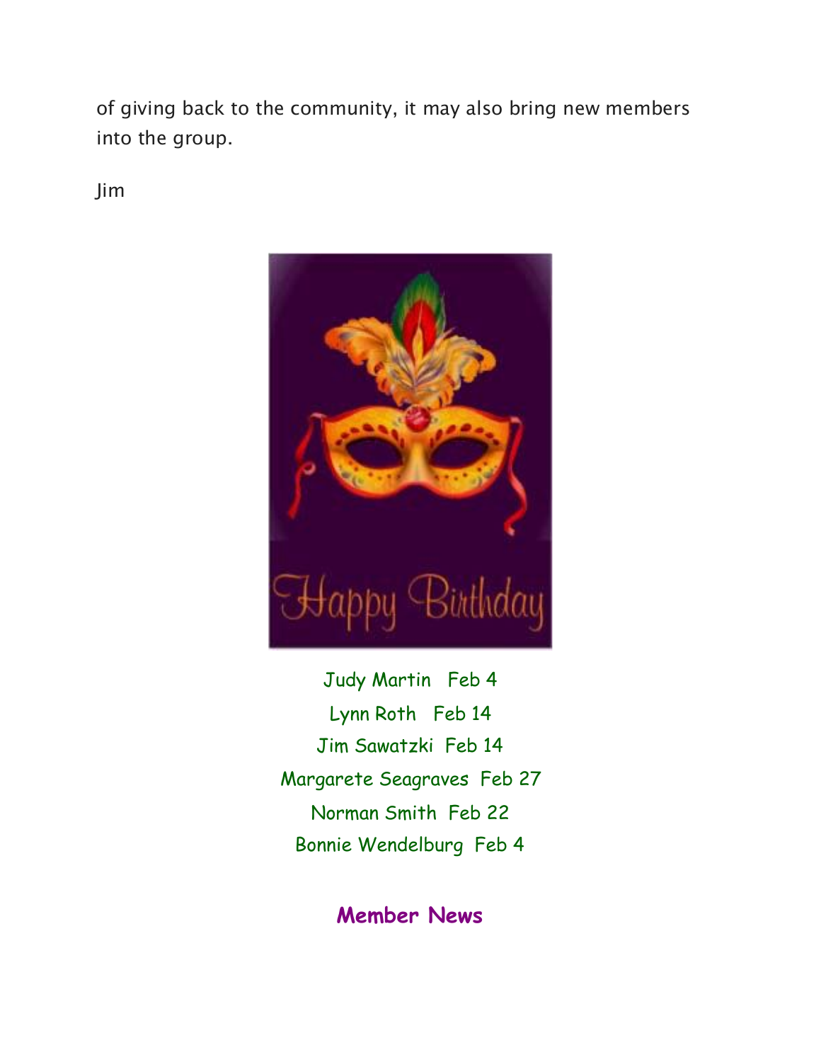of giving back to the community, it may also bring new members into the group.

Jim

Judy Martin   Feb 4

Lynn Roth   Feb 14

Jim Sawatzki  Feb 14

Margarete Seagraves  Feb 27

Norman Smith  Feb 22

Bonnie Wendelburg  Feb 4

## Member News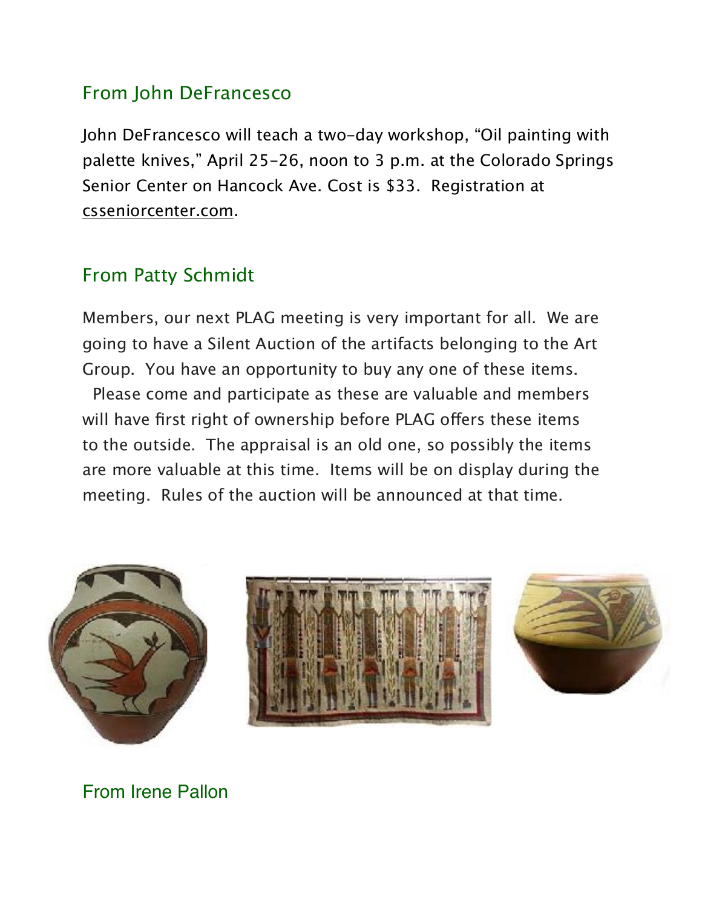## From John DeFrancesco

John DeFrancesco will teach a two-day workshop, "Oil painting with palette knives," April 25-26, noon to 3 p.m. at the Colorado Springs Senior Center on Hancock Ave. Cost is $33. Registration at csseniorcenter.com.

## From Patty Schmidt

Members, our next PLAG meeting is very important for all. We are going to have a Silent Auction of the artifacts belonging to the Art Group. You have an opportunity to buy any one of these items. Please come and participate as these are valuable and members will have first right of ownership before PLAG offers these items to the outside. The appraisal is an old one, so possibly the items are more valuable at this time. Items will be on display during the meeting. Rules of the auction will be announced at that time.

## From Irene Pallon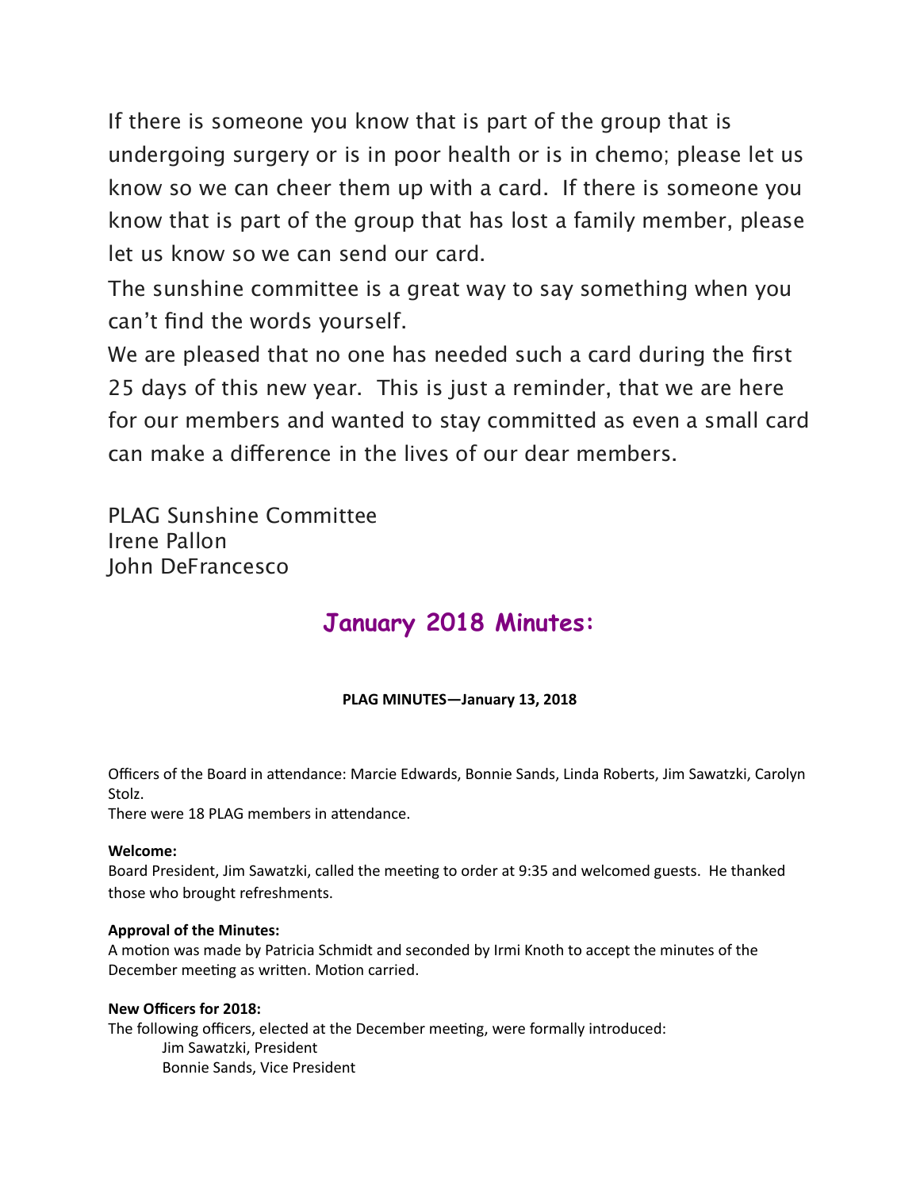If there is someone you know that is part of the group that is undergoing surgery or is in poor health or is in chemo; please let us know so we can cheer them up with a card. If there is someone you know that is part of the group that has lost a family member, please let us know so we can send our card.

The sunshine committee is a great way to say something when you can't find the words yourself.

We are pleased that no one has needed such a card during the first 25 days of this new year. This is just a reminder, that we are here for our members and wanted to stay committed as even a small card can make a difference in the lives of our dear members.

PLAG Sunshine Committee
Irene Pallon
John DeFrancesco

## January 2018 Minutes:

**PLAG MINUTES—January 13, 2018**

Officers of the Board in attendance: Marcie Edwards, Bonnie Sands, Linda Roberts, Jim Sawatzki, Carolyn Stolz.
There were 18 PLAG members in attendance.

**Welcome:**
Board President, Jim Sawatzki, called the meeting to order at 9:35 and welcomed guests. He thanked those who brought refreshments.

**Approval of the Minutes:**
A motion was made by Patricia Schmidt and seconded by Irmi Knoth to accept the minutes of the December meeting as written. Motion carried.

**New Officers for 2018:**
The following officers, elected at the December meeting, were formally introduced:

Jim Sawatzki, President
Bonnie Sands, Vice President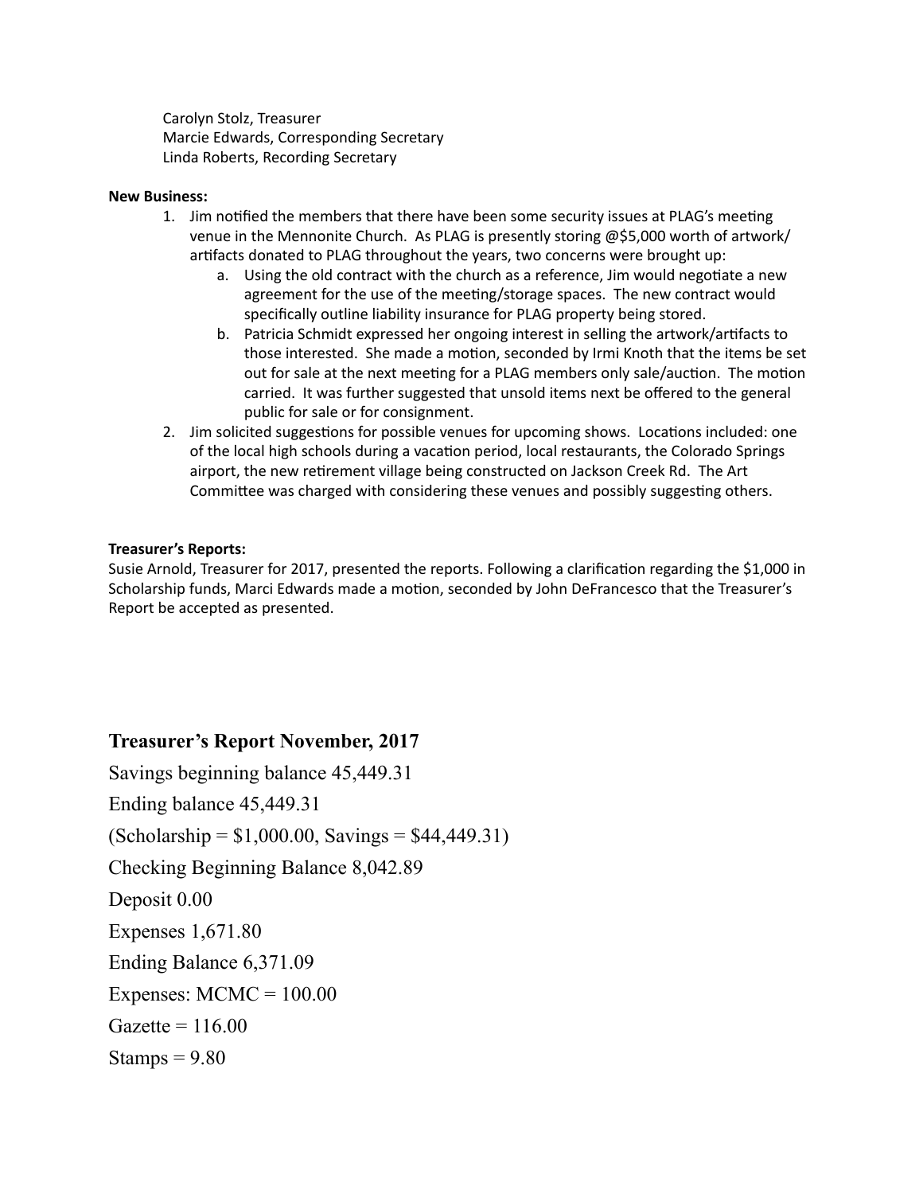Carolyn Stolz, Treasurer
Marcie Edwards, Corresponding Secretary
Linda Roberts, Recording Secretary

**New Business:**

1. Jim notified the members that there have been some security issues at PLAG's meeting venue in the Mennonite Church. As PLAG is presently storing @$5,000 worth of artwork/ artifacts donated to PLAG throughout the years, two concerns were brought up:
   a. Using the old contract with the church as a reference, Jim would negotiate a new agreement for the use of the meeting/storage spaces. The new contract would specifically outline liability insurance for PLAG property being stored.
   b. Patricia Schmidt expressed her ongoing interest in selling the artwork/artifacts to those interested. She made a motion, seconded by Irmi Knoth that the items be set out for sale at the next meeting for a PLAG members only sale/auction. The motion carried. It was further suggested that unsold items next be offered to the general public for sale or for consignment.
2. Jim solicited suggestions for possible venues for upcoming shows. Locations included: one of the local high schools during a vacation period, local restaurants, the Colorado Springs airport, the new retirement village being constructed on Jackson Creek Rd. The Art Committee was charged with considering these venues and possibly suggesting others.

**Treasurer's Reports:**
Susie Arnold, Treasurer for 2017, presented the reports. Following a clarification regarding the $1,000 in Scholarship funds, Marci Edwards made a motion, seconded by John DeFrancesco that the Treasurer's Report be accepted as presented.

## Treasurer's Report November, 2017

Savings beginning balance 45,449.31

Ending balance 45,449.31

(Scholarship = $1,000.00, Savings = $44,449.31)

Checking Beginning Balance 8,042.89

Deposit 0.00

Expenses 1,671.80

Ending Balance 6,371.09

Expenses: MCMC = 100.00

Gazette = 116.00

Stamps = 9.80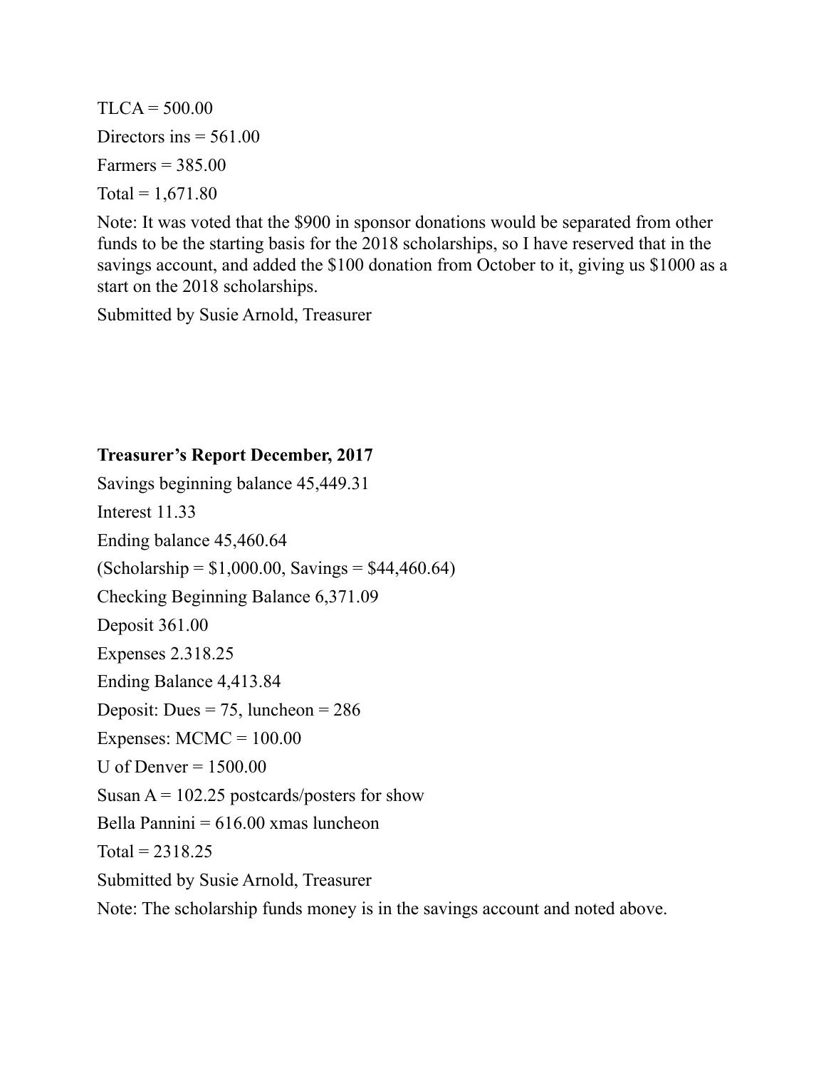TLCA = 500.00

Directors ins = 561.00

Farmers = 385.00

Total = 1,671.80

Note: It was voted that the $900 in sponsor donations would be separated from other funds to be the starting basis for the 2018 scholarships, so I have reserved that in the savings account, and added the $100 donation from October to it, giving us $1000 as a start on the 2018 scholarships.

Submitted by Susie Arnold, Treasurer

**Treasurer's Report December, 2017**

Savings beginning balance 45,449.31

Interest 11.33

Ending balance 45,460.64

(Scholarship = $1,000.00, Savings = $44,460.64)

Checking Beginning Balance 6,371.09

Deposit 361.00

Expenses 2.318.25

Ending Balance 4,413.84

Deposit: Dues = 75, luncheon = 286

Expenses: MCMC = 100.00

U of Denver = 1500.00

Susan A = 102.25 postcards/posters for show

Bella Pannini = 616.00 xmas luncheon

Total = 2318.25

Submitted by Susie Arnold, Treasurer

Note: The scholarship funds money is in the savings account and noted above.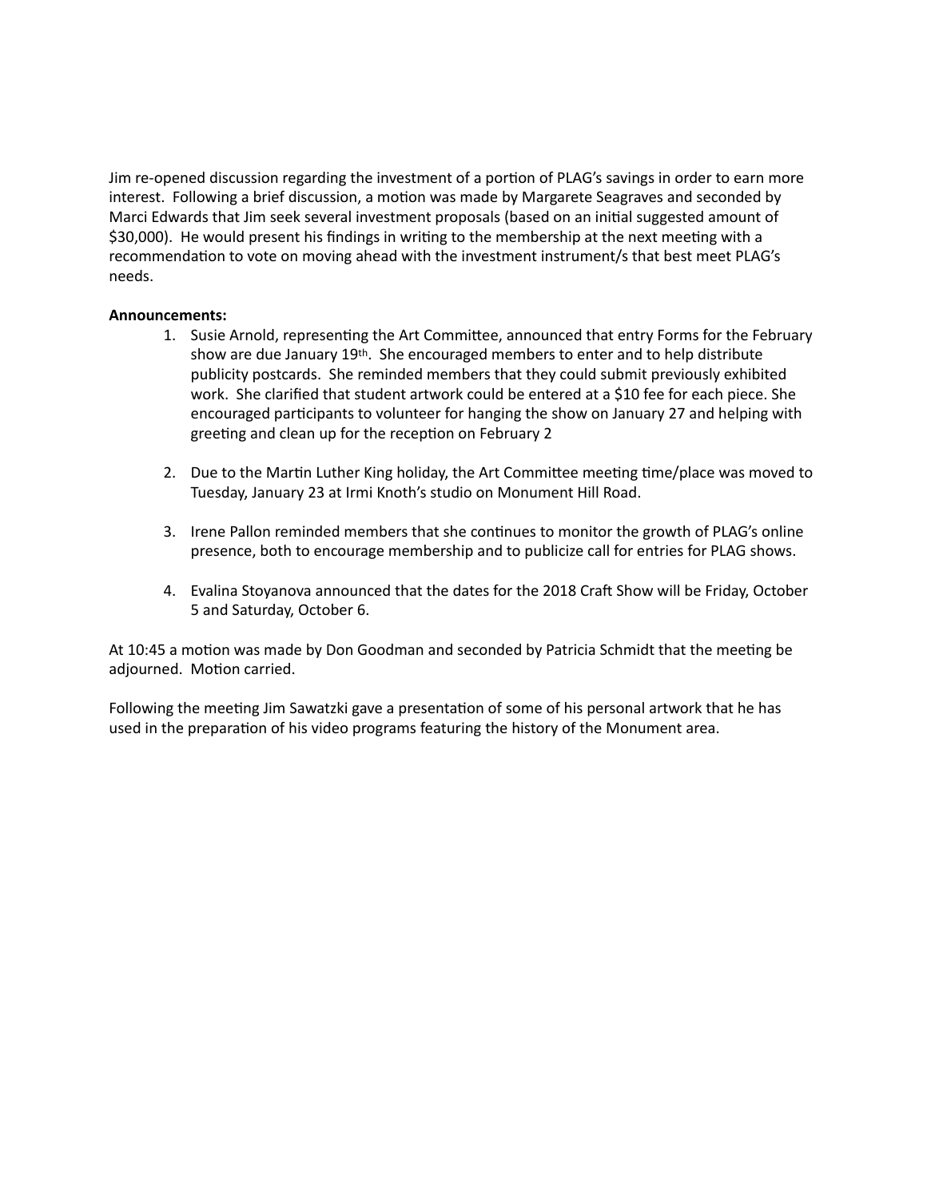Jim re-opened discussion regarding the investment of a portion of PLAG's savings in order to earn more interest. Following a brief discussion, a motion was made by Margarete Seagraves and seconded by Marci Edwards that Jim seek several investment proposals (based on an initial suggested amount of $30,000). He would present his findings in writing to the membership at the next meeting with a recommendation to vote on moving ahead with the investment instrument/s that best meet PLAG's needs.

**Announcements:**

1. Susie Arnold, representing the Art Committee, announced that entry Forms for the February show are due January 19th. She encouraged members to enter and to help distribute publicity postcards. She reminded members that they could submit previously exhibited work. She clarified that student artwork could be entered at a $10 fee for each piece. She encouraged participants to volunteer for hanging the show on January 27 and helping with greeting and clean up for the reception on February 2

2. Due to the Martin Luther King holiday, the Art Committee meeting time/place was moved to Tuesday, January 23 at Irmi Knoth's studio on Monument Hill Road.

3. Irene Pallon reminded members that she continues to monitor the growth of PLAG's online presence, both to encourage membership and to publicize call for entries for PLAG shows.

4. Evalina Stoyanova announced that the dates for the 2018 Craft Show will be Friday, October 5 and Saturday, October 6.

At 10:45 a motion was made by Don Goodman and seconded by Patricia Schmidt that the meeting be adjourned. Motion carried.

Following the meeting Jim Sawatzki gave a presentation of some of his personal artwork that he has used in the preparation of his video programs featuring the history of the Monument area.